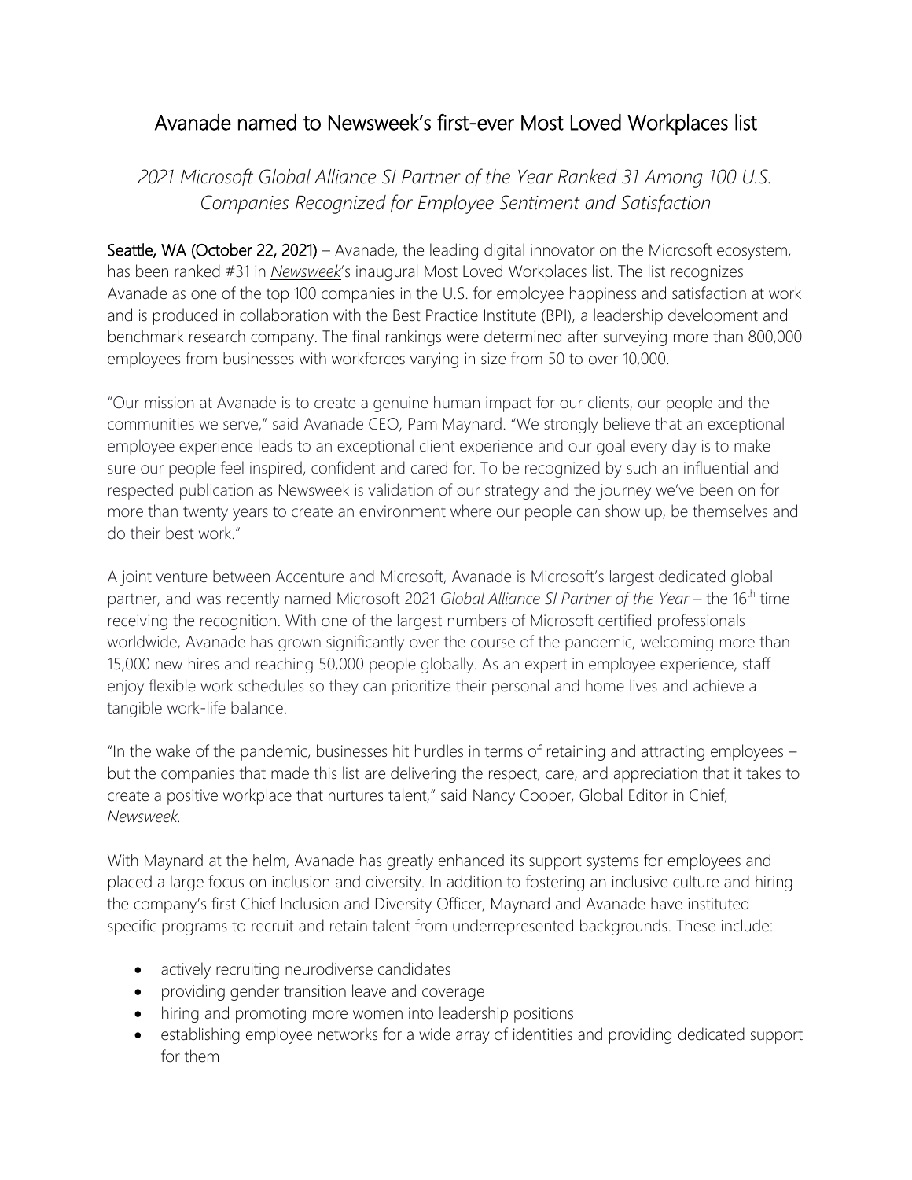# Avanade named to Newsweek's first-ever Most Loved Workplaces list

*2021 Microsoft Global Alliance SI Partner of the Year Ranked 31 Among 100 U.S. Companies Recognized for Employee Sentiment and Satisfaction*

**Seattle, WA (October 22, 2021)** – Avanade, the leading digital innovator on the Microsoft ecosystem, has been ranked #31 in *Newsweek*'s inaugural Most Loved Workplaces list. The list recognizes Avanade as one of the top 100 companies in the U.S. for employee happiness and satisfaction at work and is produced in collaboration with the Best Practice Institute (BPI), a leadership development and benchmark research company. The final rankings were determined after surveying more than 800,000 employees from businesses with workforces varying in size from 50 to over 10,000.

"Our mission at Avanade is to create a genuine human impact for our clients, our people and the communities we serve," said Avanade CEO, Pam Maynard. "We strongly believe that an exceptional employee experience leads to an exceptional client experience and our goal every day is to make sure our people feel inspired, confident and cared for. To be recognized by such an influential and respected publication as Newsweek is validation of our strategy and the journey we've been on for more than twenty years to create an environment where our people can show up, be themselves and do their best work."

A joint venture between Accenture and Microsoft, Avanade is Microsoft's largest dedicated global partner, and was recently named Microsoft 2021 *Global Alliance SI Partner of the Year* – the 16th time receiving the recognition. With one of the largest numbers of Microsoft certified professionals worldwide, Avanade has grown significantly over the course of the pandemic, welcoming more than 15,000 new hires and reaching 50,000 people globally. As an expert in employee experience, staff enjoy flexible work schedules so they can prioritize their personal and home lives and achieve a tangible work-life balance.

"In the wake of the pandemic, businesses hit hurdles in terms of retaining and attracting employees – but the companies that made this list are delivering the respect, care, and appreciation that it takes to create a positive workplace that nurtures talent," said Nancy Cooper, Global Editor in Chief, *Newsweek.*

With Maynard at the helm, Avanade has greatly enhanced its support systems for employees and placed a large focus on inclusion and diversity. In addition to fostering an inclusive culture and hiring the company's first Chief Inclusion and Diversity Officer, Maynard and Avanade have instituted specific programs to recruit and retain talent from underrepresented backgrounds. These include:

- actively recruiting neurodiverse candidates
- providing gender transition leave and coverage
- hiring and promoting more women into leadership positions
- establishing employee networks for a wide array of identities and providing dedicated support for them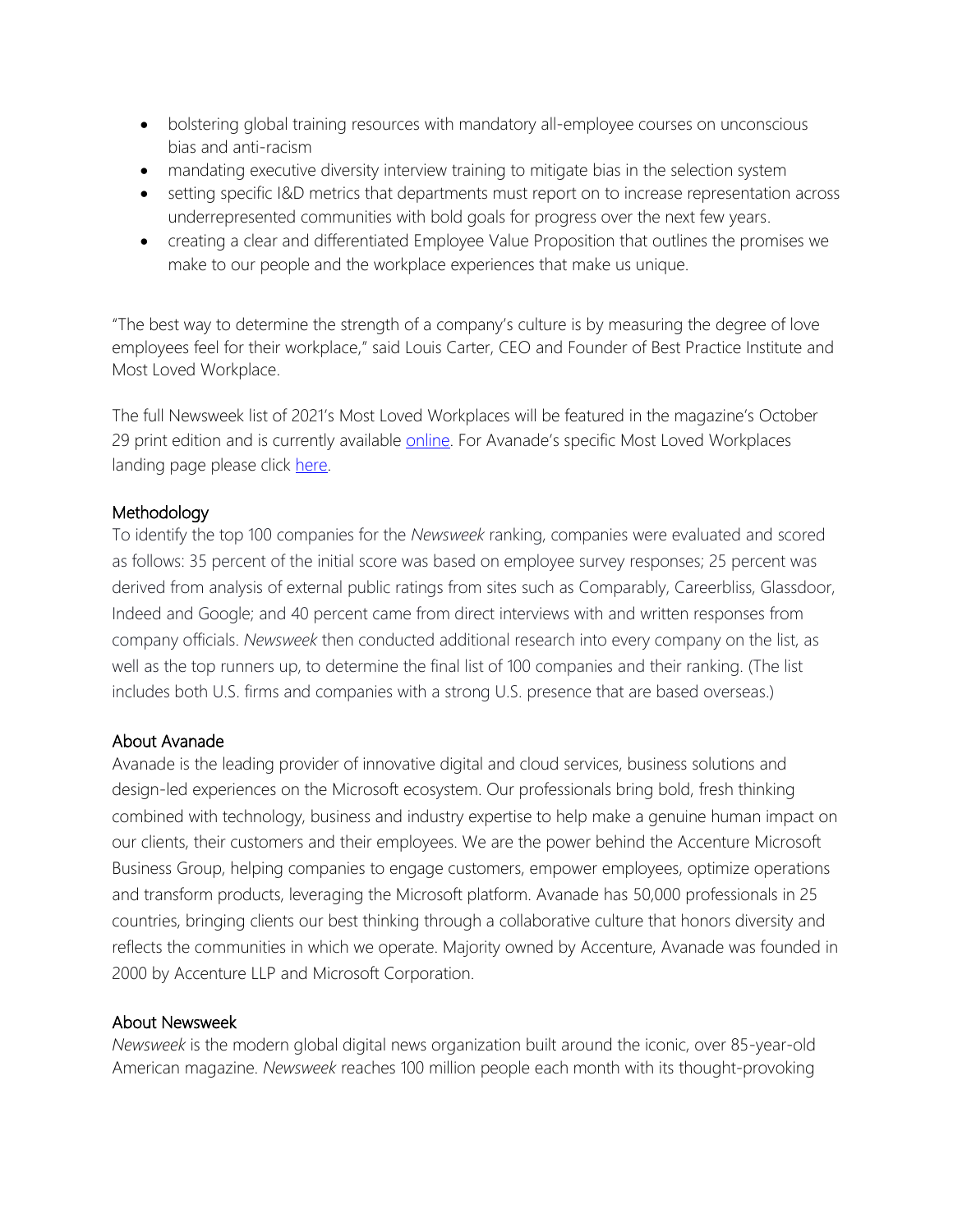- bolstering global training resources with mandatory all-employee courses on unconscious bias and anti-racism
- mandating executive diversity interview training to mitigate bias in the selection system
- setting specific I&D metrics that departments must report on to increase representation across underrepresented communities with bold goals for progress over the next few years.
- creating a clear and differentiated Employee Value Proposition that outlines the promises we make to our people and the workplace experiences that make us unique.

"The best way to determine the strength of a company's culture is by measuring the degree of love employees feel for their workplace," said Louis Carter, CEO and Founder of Best Practice Institute and Most Loved Workplace.

The full Newsweek list of 2021's Most Loved Workplaces will be featured in the magazine's October 29 print edition and is currently available online. For Avanade's specific Most Loved Workplaces landing page please click here.

## Methodology

To identify the top 100 companies for the *Newsweek* ranking, companies were evaluated and scored as follows: 35 percent of the initial score was based on employee survey responses; 25 percent was derived from analysis of external public ratings from sites such as Comparably, Careerbliss, Glassdoor, Indeed and Google; and 40 percent came from direct interviews with and written responses from company officials. *Newsweek* then conducted additional research into every company on the list, as well as the top runners up, to determine the final list of 100 companies and their ranking. (The list includes both U.S. firms and companies with a strong U.S. presence that are based overseas.)

## About Avanade

Avanade is the leading provider of innovative digital and cloud services, business solutions and design-led experiences on the Microsoft ecosystem. Our professionals bring bold, fresh thinking combined with technology, business and industry expertise to help make a genuine human impact on our clients, their customers and their employees. We are the power behind the Accenture Microsoft Business Group, helping companies to engage customers, empower employees, optimize operations and transform products, leveraging the Microsoft platform. Avanade has 50,000 professionals in 25 countries, bringing clients our best thinking through a collaborative culture that honors diversity and reflects the communities in which we operate. Majority owned by Accenture, Avanade was founded in 2000 by Accenture LLP and Microsoft Corporation.

## About Newsweek

*Newsweek* is the modern global digital news organization built around the iconic, over 85-year-old American magazine. *Newsweek* reaches 100 million people each month with its thought-provoking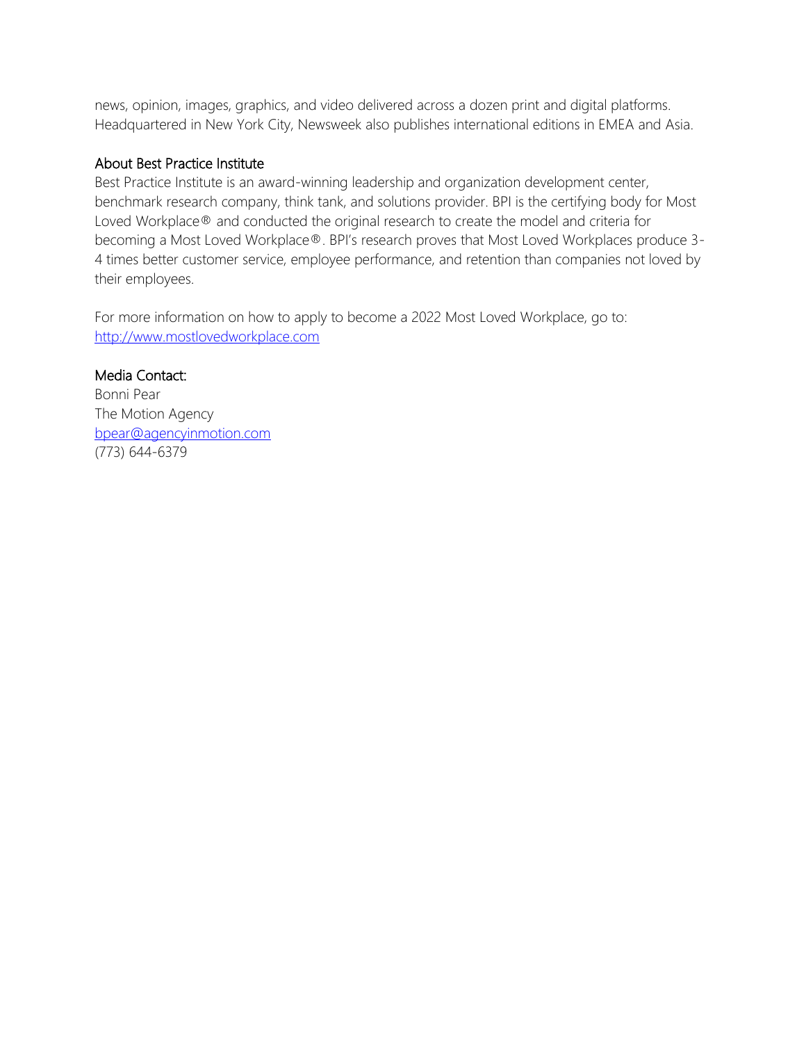news, opinion, images, graphics, and video delivered across a dozen print and digital platforms. Headquartered in New York City, Newsweek also publishes international editions in EMEA and Asia.

## About Best Practice Institute

Best Practice Institute is an award-winning leadership and organization development center, benchmark research company, think tank, and solutions provider. BPI is the certifying body for Most Loved Workplace® and conducted the original research to create the model and criteria for becoming a Most Loved Workplace®. BPI's research proves that Most Loved Workplaces produce 3-4 times better customer service, employee performance, and retention than companies not loved by their employees.

For more information on how to apply to become a 2022 Most Loved Workplace, go to: [http://www.mostlovedworkplace.com](http://www.mostlovedworkplace.com)

## Media Contact:

Bonni Pear  
The Motion Agency  
[bpear@agencyinmotion.com](mailto:bpear@agencyinmotion.com)  
(773) 644-6379